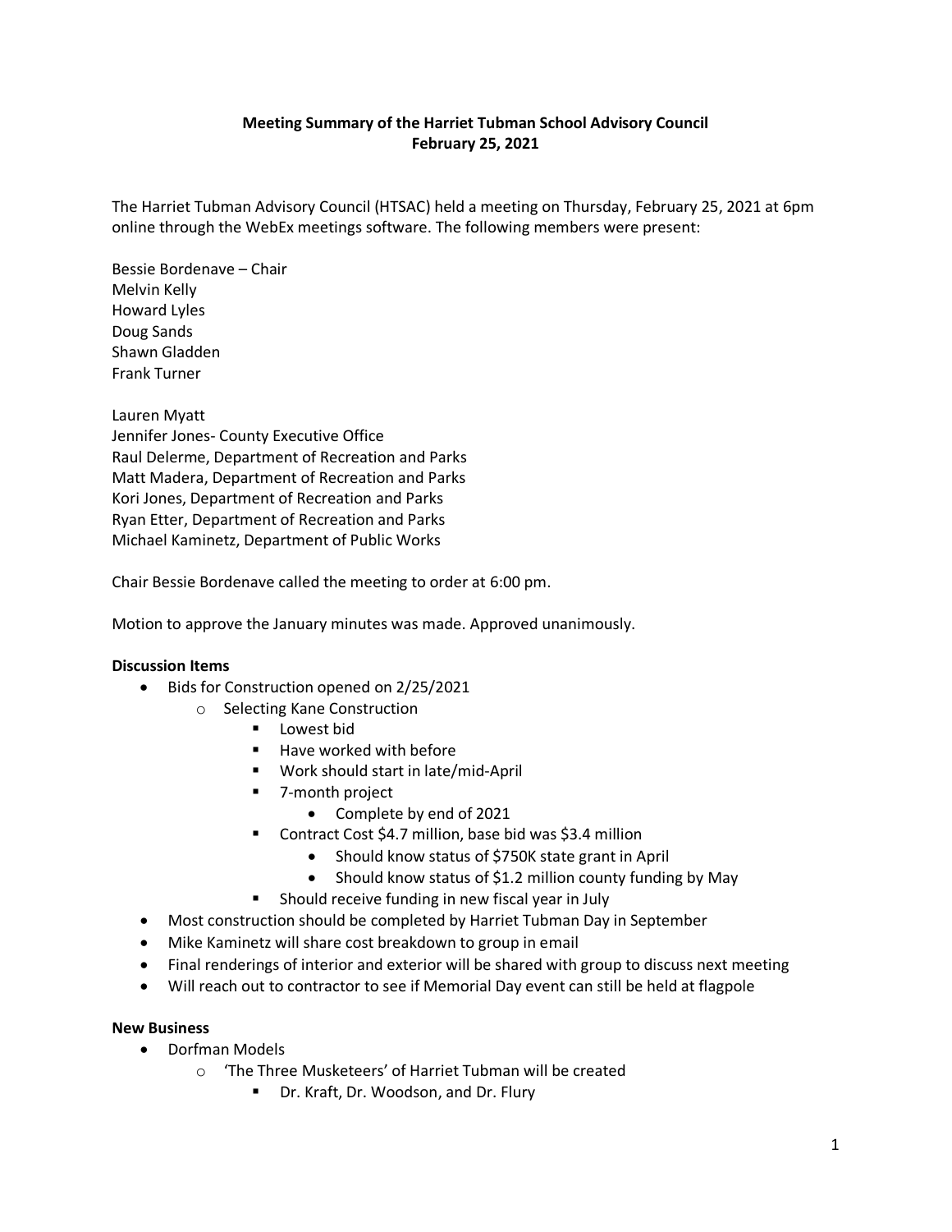**Meeting Summary of the Harriet Tubman School Advisory Council**
**February 25, 2021**

The Harriet Tubman Advisory Council (HTSAC) held a meeting on Thursday, February 25, 2021 at 6pm online through the WebEx meetings software. The following members were present:

Bessie Bordenave – Chair
Melvin Kelly
Howard Lyles
Doug Sands
Shawn Gladden
Frank Turner

Lauren Myatt
Jennifer Jones- County Executive Office
Raul Delerme, Department of Recreation and Parks
Matt Madera, Department of Recreation and Parks
Kori Jones, Department of Recreation and Parks
Ryan Etter, Department of Recreation and Parks
Michael Kaminetz, Department of Public Works

Chair Bessie Bordenave called the meeting to order at 6:00 pm.

Motion to approve the January minutes was made. Approved unanimously.

**Discussion Items**

- Bids for Construction opened on 2/25/2021
  - Selecting Kane Construction
    - Lowest bid
    - Have worked with before
    - Work should start in late/mid-April
    - 7-month project
      - Complete by end of 2021
    - Contract Cost $4.7 million, base bid was $3.4 million
      - Should know status of $750K state grant in April
      - Should know status of $1.2 million county funding by May
    - Should receive funding in new fiscal year in July
- Most construction should be completed by Harriet Tubman Day in September
- Mike Kaminetz will share cost breakdown to group in email
- Final renderings of interior and exterior will be shared with group to discuss next meeting
- Will reach out to contractor to see if Memorial Day event can still be held at flagpole

**New Business**

- Dorfman Models
  - 'The Three Musketeers' of Harriet Tubman will be created
    - Dr. Kraft, Dr. Woodson, and Dr. Flury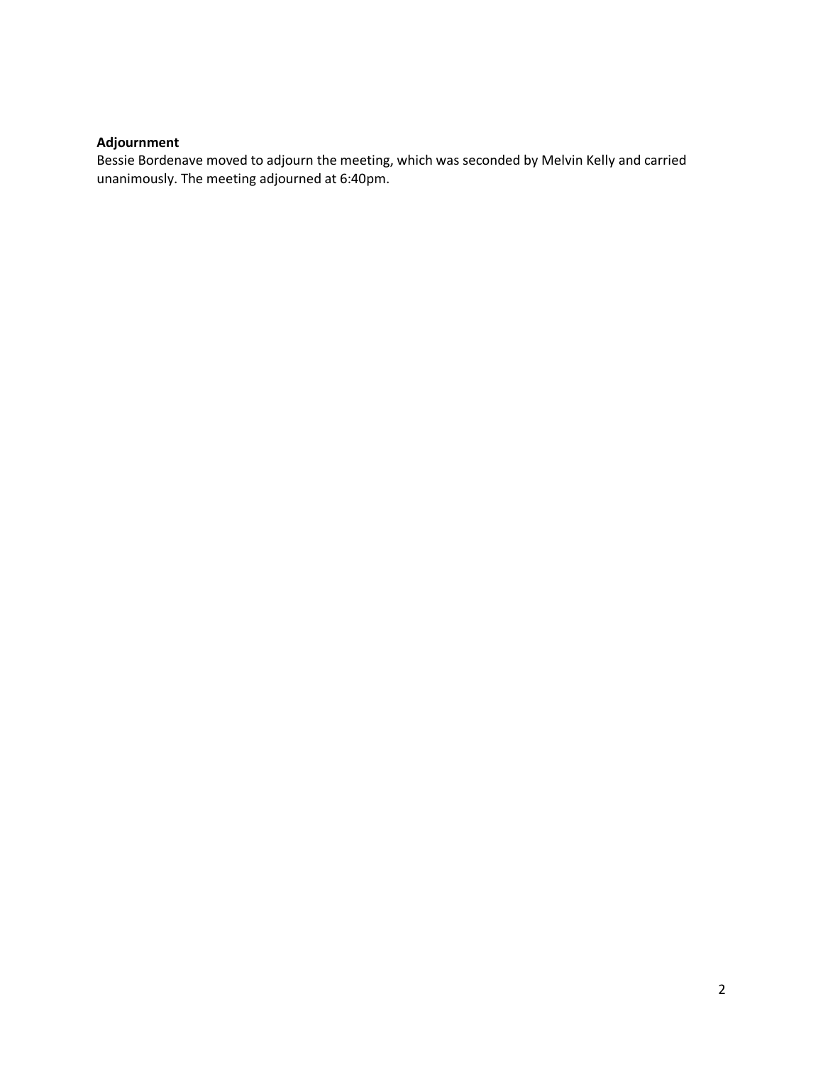**Adjournment**

Bessie Bordenave moved to adjourn the meeting, which was seconded by Melvin Kelly and carried unanimously. The meeting adjourned at 6:40pm.